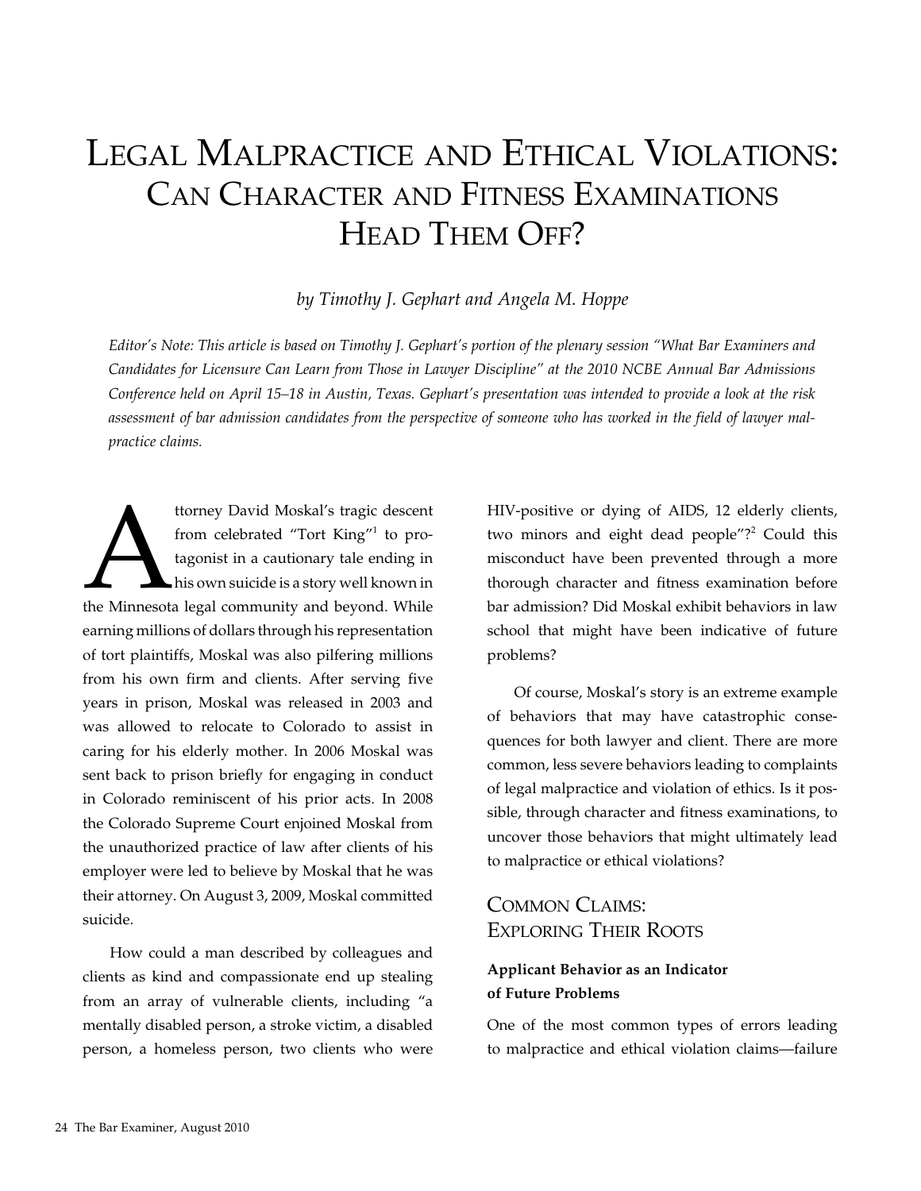# Legal Malpractice and Ethical Violations: Can Character and Fitness Examinations Head Them Off?

*by Timothy J. Gephart and Angela M. Hoppe*

*Editor's Note: This article is based on Timothy J. Gephart's portion of the plenary session "What Bar Examiners and Candidates for Licensure Can Learn from Those in Lawyer Discipline" at the 2010 NCBE Annual Bar Admissions Conference held on April 15–18 in Austin, Texas. Gephart's presentation was intended to provide a look at the risk assessment of bar admission candidates from the perspective of someone who has worked in the field of lawyer malpractice claims.*

Attorney David Moskal's tragic descent from celebrated "Tort King"[1] to protagonist in a cautionary tale ending in his own suicide is a story well known in the Minnesota legal community and beyond. While earning millions of dollars through his representation of tort plaintiffs, Moskal was also pilfering millions from his own firm and clients. After serving five years in prison, Moskal was released in 2003 and was allowed to relocate to Colorado to assist in caring for his elderly mother. In 2006 Moskal was sent back to prison briefly for engaging in conduct in Colorado reminiscent of his prior acts. In 2008 the Colorado Supreme Court enjoined Moskal from the unauthorized practice of law after clients of his employer were led to believe by Moskal that he was their attorney. On August 3, 2009, Moskal committed suicide.

How could a man described by colleagues and clients as kind and compassionate end up stealing from an array of vulnerable clients, including "a mentally disabled person, a stroke victim, a disabled person, a homeless person, two clients who were HIV-positive or dying of AIDS, 12 elderly clients, two minors and eight dead people"?[2] Could this misconduct have been prevented through a more thorough character and fitness examination before bar admission? Did Moskal exhibit behaviors in law school that might have been indicative of future problems?

Of course, Moskal's story is an extreme example of behaviors that may have catastrophic consequences for both lawyer and client. There are more common, less severe behaviors leading to complaints of legal malpractice and violation of ethics. Is it possible, through character and fitness examinations, to uncover those behaviors that might ultimately lead to malpractice or ethical violations?

## Common Claims: Exploring Their Roots

### Applicant Behavior as an Indicator of Future Problems

One of the most common types of errors leading to malpractice and ethical violation claims—failure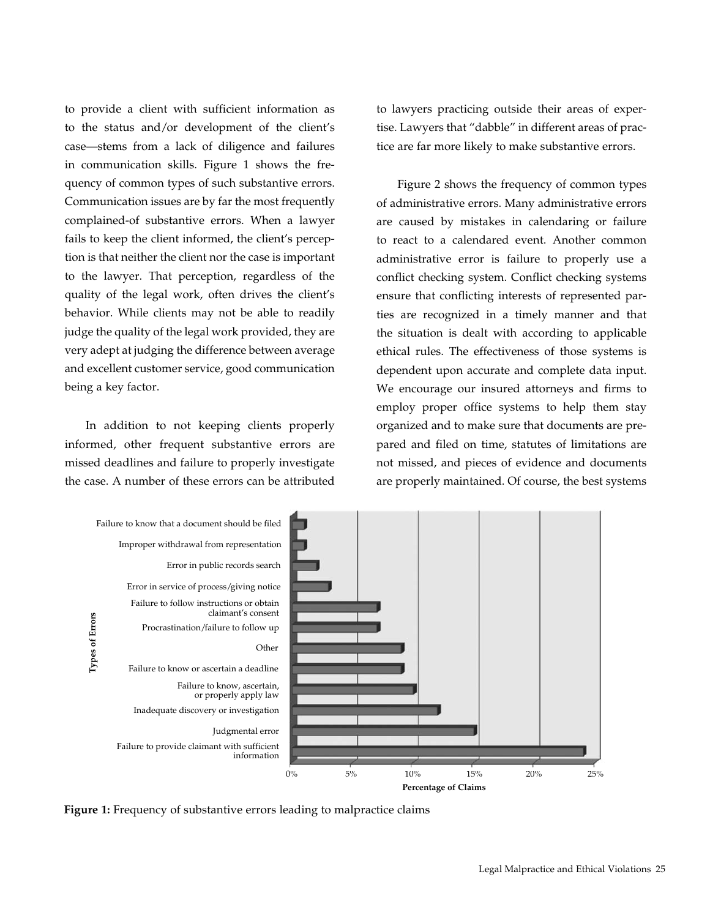to provide a client with sufficient information as to the status and/or development of the client's case—stems from a lack of diligence and failures in communication skills. Figure 1 shows the frequency of common types of such substantive errors. Communication issues are by far the most frequently complained-of substantive errors. When a lawyer fails to keep the client informed, the client's perception is that neither the client nor the case is important to the lawyer. That perception, regardless of the quality of the legal work, often drives the client's behavior. While clients may not be able to readily judge the quality of the legal work provided, they are very adept at judging the difference between average and excellent customer service, good communication being a key factor.

In addition to not keeping clients properly informed, other frequent substantive errors are missed deadlines and failure to properly investigate the case. A number of these errors can be attributed to lawyers practicing outside their areas of expertise. Lawyers that "dabble" in different areas of practice are far more likely to make substantive errors.

Figure 2 shows the frequency of common types of administrative errors. Many administrative errors are caused by mistakes in calendaring or failure to react to a calendared event. Another common administrative error is failure to properly use a conflict checking system. Conflict checking systems ensure that conflicting interests of represented parties are recognized in a timely manner and that the situation is dealt with according to applicable ethical rules. The effectiveness of those systems is dependent upon accurate and complete data input. We encourage our insured attorneys and firms to employ proper office systems to help them stay organized and to make sure that documents are prepared and filed on time, statutes of limitations are not missed, and pieces of evidence and documents are properly maintained. Of course, the best systems

**Figure 1:** Frequency of substantive errors leading to malpractice claims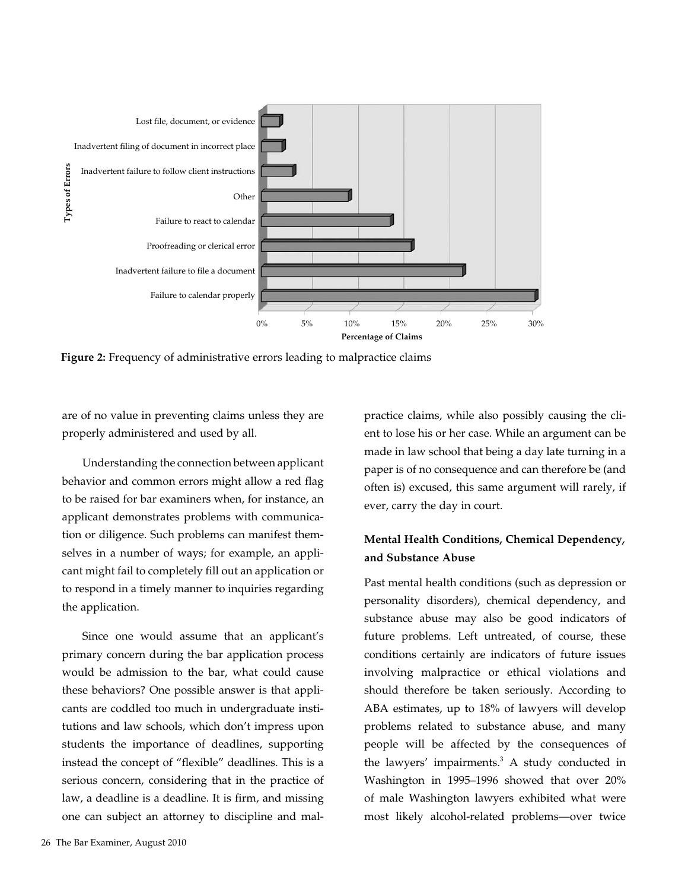Figure 2: Frequency of administrative errors leading to malpractice claims

are of no value in preventing claims unless they are properly administered and used by all.

Understanding the connection between applicant behavior and common errors might allow a red flag to be raised for bar examiners when, for instance, an applicant demonstrates problems with communication or diligence. Such problems can manifest themselves in a number of ways; for example, an applicant might fail to completely fill out an application or to respond in a timely manner to inquiries regarding the application.

Since one would assume that an applicant's primary concern during the bar application process would be admission to the bar, what could cause these behaviors? One possible answer is that applicants are coddled too much in undergraduate institutions and law schools, which don't impress upon students the importance of deadlines, supporting instead the concept of "flexible" deadlines. This is a serious concern, considering that in the practice of law, a deadline is a deadline. It is firm, and missing one can subject an attorney to discipline and malpractice claims, while also possibly causing the client to lose his or her case. While an argument can be made in law school that being a day late turning in a paper is of no consequence and can therefore be (and often is) excused, this same argument will rarely, if ever, carry the day in court.

### Mental Health Conditions, Chemical Dependency, and Substance Abuse

Past mental health conditions (such as depression or personality disorders), chemical dependency, and substance abuse may also be good indicators of future problems. Left untreated, of course, these conditions certainly are indicators of future issues involving malpractice or ethical violations and should therefore be taken seriously. According to ABA estimates, up to 18% of lawyers will develop problems related to substance abuse, and many people will be affected by the consequences of the lawyers' impairments.[3] A study conducted in Washington in 1995–1996 showed that over 20% of male Washington lawyers exhibited what were most likely alcohol-related problems—over twice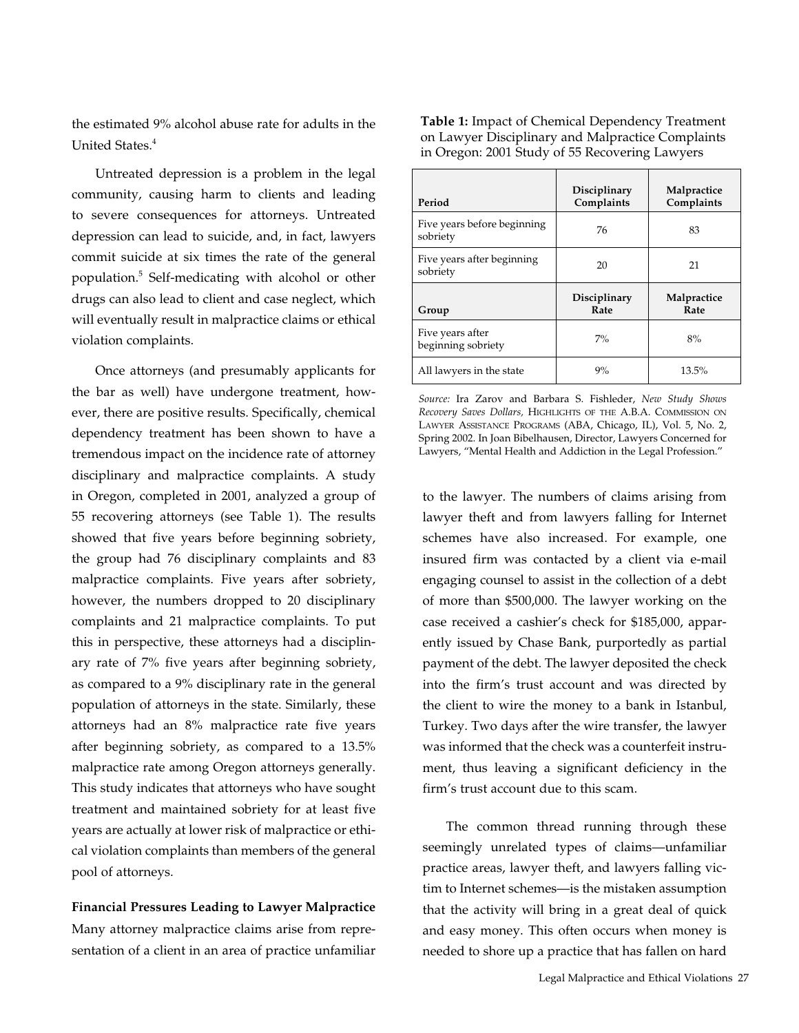the estimated 9% alcohol abuse rate for adults in the United States.[4]

Untreated depression is a problem in the legal community, causing harm to clients and leading to severe consequences for attorneys. Untreated depression can lead to suicide, and, in fact, lawyers commit suicide at six times the rate of the general population.[5] Self-medicating with alcohol or other drugs can also lead to client and case neglect, which will eventually result in malpractice claims or ethical violation complaints.

Once attorneys (and presumably applicants for the bar as well) have undergone treatment, however, there are positive results. Specifically, chemical dependency treatment has been shown to have a tremendous impact on the incidence rate of attorney disciplinary and malpractice complaints. A study in Oregon, completed in 2001, analyzed a group of 55 recovering attorneys (see Table 1). The results showed that five years before beginning sobriety, the group had 76 disciplinary complaints and 83 malpractice complaints. Five years after sobriety, however, the numbers dropped to 20 disciplinary complaints and 21 malpractice complaints. To put this in perspective, these attorneys had a disciplinary rate of 7% five years after beginning sobriety, as compared to a 9% disciplinary rate in the general population of attorneys in the state. Similarly, these attorneys had an 8% malpractice rate five years after beginning sobriety, as compared to a 13.5% malpractice rate among Oregon attorneys generally. This study indicates that attorneys who have sought treatment and maintained sobriety for at least five years are actually at lower risk of malpractice or ethical violation complaints than members of the general pool of attorneys.

**Table 1:** Impact of Chemical Dependency Treatment on Lawyer Disciplinary and Malpractice Complaints in Oregon: 2001 Study of 55 Recovering Lawyers

| Period | Disciplinary Complaints | Malpractice Complaints |
|---|---|---|
| Five years before beginning sobriety | 76 | 83 |
| Five years after beginning sobriety | 20 | 21 |
| **Group** | **Disciplinary Rate** | **Malpractice Rate** |
| Five years after beginning sobriety | 7% | 8% |
| All lawyers in the state | 9% | 13.5% |

*Source:* Ira Zarov and Barbara S. Fishleder, *New Study Shows Recovery Saves Dollars*, Highlights of the A.B.A. Commission on Lawyer Assistance Programs (ABA, Chicago, IL), Vol. 5, No. 2, Spring 2002. In Joan Bibelhausen, Director, Lawyers Concerned for Lawyers, "Mental Health and Addiction in the Legal Profession."

**Financial Pressures Leading to Lawyer Malpractice**

Many attorney malpractice claims arise from representation of a client in an area of practice unfamiliar to the lawyer. The numbers of claims arising from lawyer theft and from lawyers falling for Internet schemes have also increased. For example, one insured firm was contacted by a client via e-mail engaging counsel to assist in the collection of a debt of more than $500,000. The lawyer working on the case received a cashier's check for $185,000, apparently issued by Chase Bank, purportedly as partial payment of the debt. The lawyer deposited the check into the firm's trust account and was directed by the client to wire the money to a bank in Istanbul, Turkey. Two days after the wire transfer, the lawyer was informed that the check was a counterfeit instrument, thus leaving a significant deficiency in the firm's trust account due to this scam.

The common thread running through these seemingly unrelated types of claims—unfamiliar practice areas, lawyer theft, and lawyers falling victim to Internet schemes—is the mistaken assumption that the activity will bring in a great deal of quick and easy money. This often occurs when money is needed to shore up a practice that has fallen on hard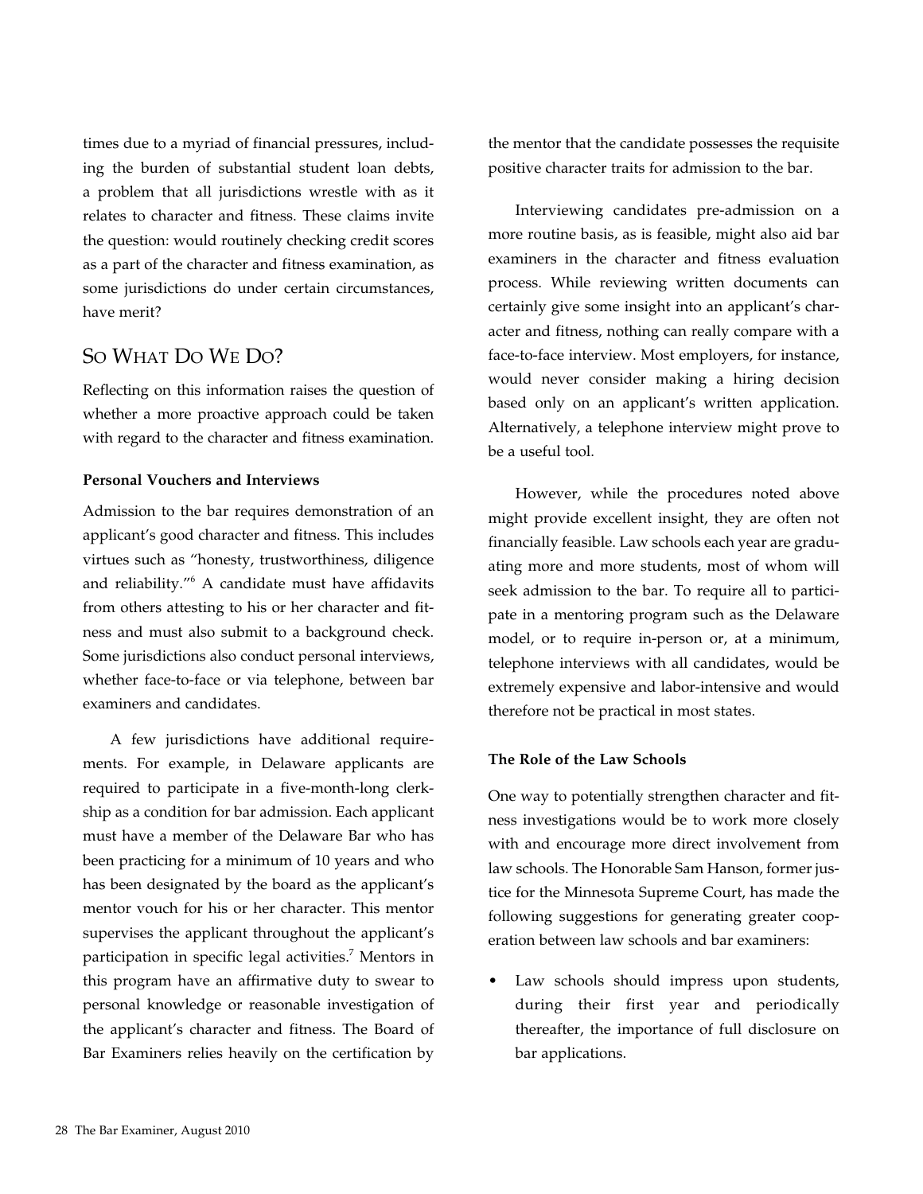times due to a myriad of financial pressures, including the burden of substantial student loan debts, a problem that all jurisdictions wrestle with as it relates to character and fitness. These claims invite the question: would routinely checking credit scores as a part of the character and fitness examination, as some jurisdictions do under certain circumstances, have merit?

## So What Do We Do?

Reflecting on this information raises the question of whether a more proactive approach could be taken with regard to the character and fitness examination.

### Personal Vouchers and Interviews

Admission to the bar requires demonstration of an applicant's good character and fitness. This includes virtues such as "honesty, trustworthiness, diligence and reliability."[6] A candidate must have affidavits from others attesting to his or her character and fitness and must also submit to a background check. Some jurisdictions also conduct personal interviews, whether face-to-face or via telephone, between bar examiners and candidates.

A few jurisdictions have additional requirements. For example, in Delaware applicants are required to participate in a five-month-long clerkship as a condition for bar admission. Each applicant must have a member of the Delaware Bar who has been practicing for a minimum of 10 years and who has been designated by the board as the applicant's mentor vouch for his or her character. This mentor supervises the applicant throughout the applicant's participation in specific legal activities.[7] Mentors in this program have an affirmative duty to swear to personal knowledge or reasonable investigation of the applicant's character and fitness. The Board of Bar Examiners relies heavily on the certification by the mentor that the candidate possesses the requisite positive character traits for admission to the bar.

Interviewing candidates pre-admission on a more routine basis, as is feasible, might also aid bar examiners in the character and fitness evaluation process. While reviewing written documents can certainly give some insight into an applicant's character and fitness, nothing can really compare with a face-to-face interview. Most employers, for instance, would never consider making a hiring decision based only on an applicant's written application. Alternatively, a telephone interview might prove to be a useful tool.

However, while the procedures noted above might provide excellent insight, they are often not financially feasible. Law schools each year are graduating more and more students, most of whom will seek admission to the bar. To require all to participate in a mentoring program such as the Delaware model, or to require in-person or, at a minimum, telephone interviews with all candidates, would be extremely expensive and labor-intensive and would therefore not be practical in most states.

### The Role of the Law Schools

One way to potentially strengthen character and fitness investigations would be to work more closely with and encourage more direct involvement from law schools. The Honorable Sam Hanson, former justice for the Minnesota Supreme Court, has made the following suggestions for generating greater cooperation between law schools and bar examiners:

- Law schools should impress upon students, during their first year and periodically thereafter, the importance of full disclosure on bar applications.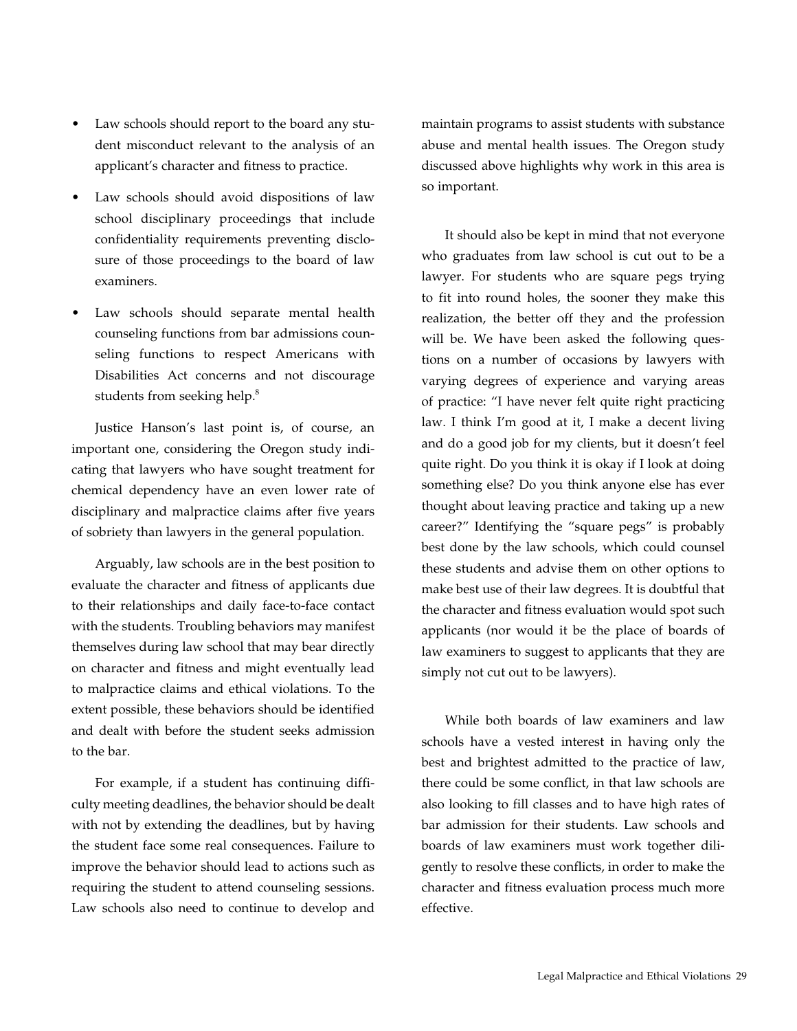- Law schools should report to the board any student misconduct relevant to the analysis of an applicant's character and fitness to practice.
- Law schools should avoid dispositions of law school disciplinary proceedings that include confidentiality requirements preventing disclosure of those proceedings to the board of law examiners.
- Law schools should separate mental health counseling functions from bar admissions counseling functions to respect Americans with Disabilities Act concerns and not discourage students from seeking help.[8]

Justice Hanson's last point is, of course, an important one, considering the Oregon study indicating that lawyers who have sought treatment for chemical dependency have an even lower rate of disciplinary and malpractice claims after five years of sobriety than lawyers in the general population.

Arguably, law schools are in the best position to evaluate the character and fitness of applicants due to their relationships and daily face-to-face contact with the students. Troubling behaviors may manifest themselves during law school that may bear directly on character and fitness and might eventually lead to malpractice claims and ethical violations. To the extent possible, these behaviors should be identified and dealt with before the student seeks admission to the bar.

For example, if a student has continuing difficulty meeting deadlines, the behavior should be dealt with not by extending the deadlines, but by having the student face some real consequences. Failure to improve the behavior should lead to actions such as requiring the student to attend counseling sessions. Law schools also need to continue to develop and maintain programs to assist students with substance abuse and mental health issues. The Oregon study discussed above highlights why work in this area is so important.

It should also be kept in mind that not everyone who graduates from law school is cut out to be a lawyer. For students who are square pegs trying to fit into round holes, the sooner they make this realization, the better off they and the profession will be. We have been asked the following questions on a number of occasions by lawyers with varying degrees of experience and varying areas of practice: "I have never felt quite right practicing law. I think I'm good at it, I make a decent living and do a good job for my clients, but it doesn't feel quite right. Do you think it is okay if I look at doing something else? Do you think anyone else has ever thought about leaving practice and taking up a new career?" Identifying the "square pegs" is probably best done by the law schools, which could counsel these students and advise them on other options to make best use of their law degrees. It is doubtful that the character and fitness evaluation would spot such applicants (nor would it be the place of boards of law examiners to suggest to applicants that they are simply not cut out to be lawyers).

While both boards of law examiners and law schools have a vested interest in having only the best and brightest admitted to the practice of law, there could be some conflict, in that law schools are also looking to fill classes and to have high rates of bar admission for their students. Law schools and boards of law examiners must work together diligently to resolve these conflicts, in order to make the character and fitness evaluation process much more effective.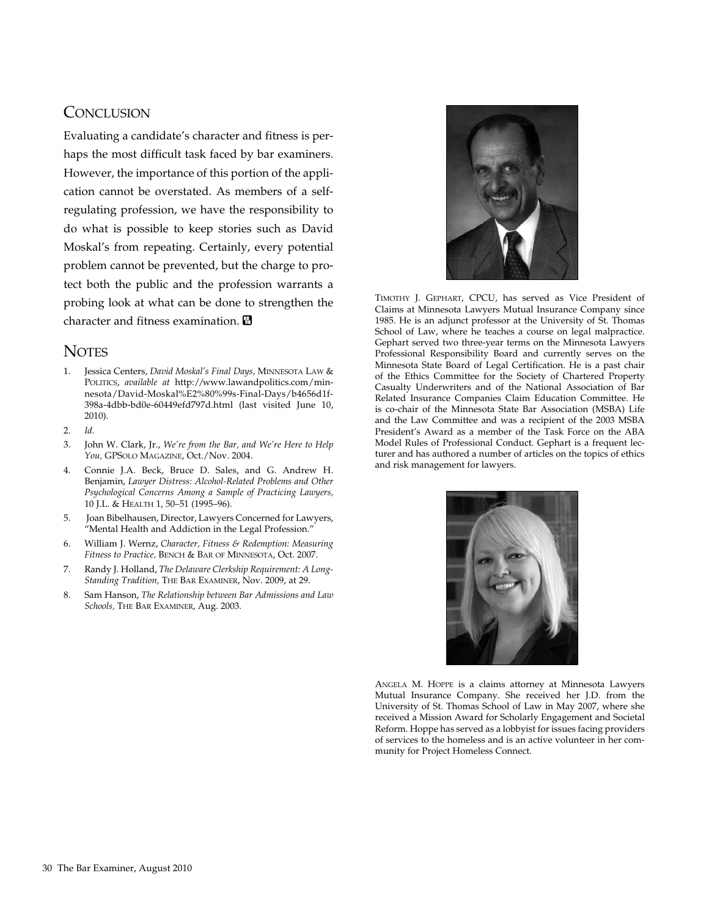## CONCLUSION

Evaluating a candidate's character and fitness is perhaps the most difficult task faced by bar examiners. However, the importance of this portion of the application cannot be overstated. As members of a self-regulating profession, we have the responsibility to do what is possible to keep stories such as David Moskal's from repeating. Certainly, every potential problem cannot be prevented, but the charge to protect both the public and the profession warrants a probing look at what can be done to strengthen the character and fitness examination.

## NOTES

1. Jessica Centers, *David Moskal's Final Days,* MINNESOTA LAW & POLITICS, *available at* http://www.lawandpolitics.com/minnesota/David-Moskal%E2%80%99s-Final-Days/b4656d1f-398a-4dbb-bd0e-60449efd797d.html (last visited June 10, 2010).
2. *Id.*
3. John W. Clark, Jr., *We're from the Bar, and We're Here to Help You,* GPSOLO MAGAZINE, Oct./Nov. 2004.
4. Connie J.A. Beck, Bruce D. Sales, and G. Andrew H. Benjamin, *Lawyer Distress: Alcohol-Related Problems and Other Psychological Concerns Among a Sample of Practicing Lawyers,* 10 J.L. & HEALTH 1, 50–51 (1995–96).
5. Joan Bibelhausen, Director, Lawyers Concerned for Lawyers, "Mental Health and Addiction in the Legal Profession."
6. William J. Wernz, *Character, Fitness & Redemption: Measuring Fitness to Practice,* BENCH & BAR OF MINNESOTA, Oct. 2007.
7. Randy J. Holland, *The Delaware Clerkship Requirement: A Long-Standing Tradition,* THE BAR EXAMINER, Nov. 2009, at 29.
8. Sam Hanson, *The Relationship between Bar Admissions and Law Schools,* THE BAR EXAMINER, Aug. 2003.

TIMOTHY J. GEPHART, CPCU, has served as Vice President of Claims at Minnesota Lawyers Mutual Insurance Company since 1985. He is an adjunct professor at the University of St. Thomas School of Law, where he teaches a course on legal malpractice. Gephart served two three-year terms on the Minnesota Lawyers Professional Responsibility Board and currently serves on the Minnesota State Board of Legal Certification. He is a past chair of the Ethics Committee for the Society of Chartered Property Casualty Underwriters and of the National Association of Bar Related Insurance Companies Claim Education Committee. He is co-chair of the Minnesota State Bar Association (MSBA) Life and the Law Committee and was a recipient of the 2003 MSBA President's Award as a member of the Task Force on the ABA Model Rules of Professional Conduct. Gephart is a frequent lecturer and has authored a number of articles on the topics of ethics and risk management for lawyers.

ANGELA M. HOPPE is a claims attorney at Minnesota Lawyers Mutual Insurance Company. She received her J.D. from the University of St. Thomas School of Law in May 2007, where she received a Mission Award for Scholarly Engagement and Societal Reform. Hoppe has served as a lobbyist for issues facing providers of services to the homeless and is an active volunteer in her community for Project Homeless Connect.